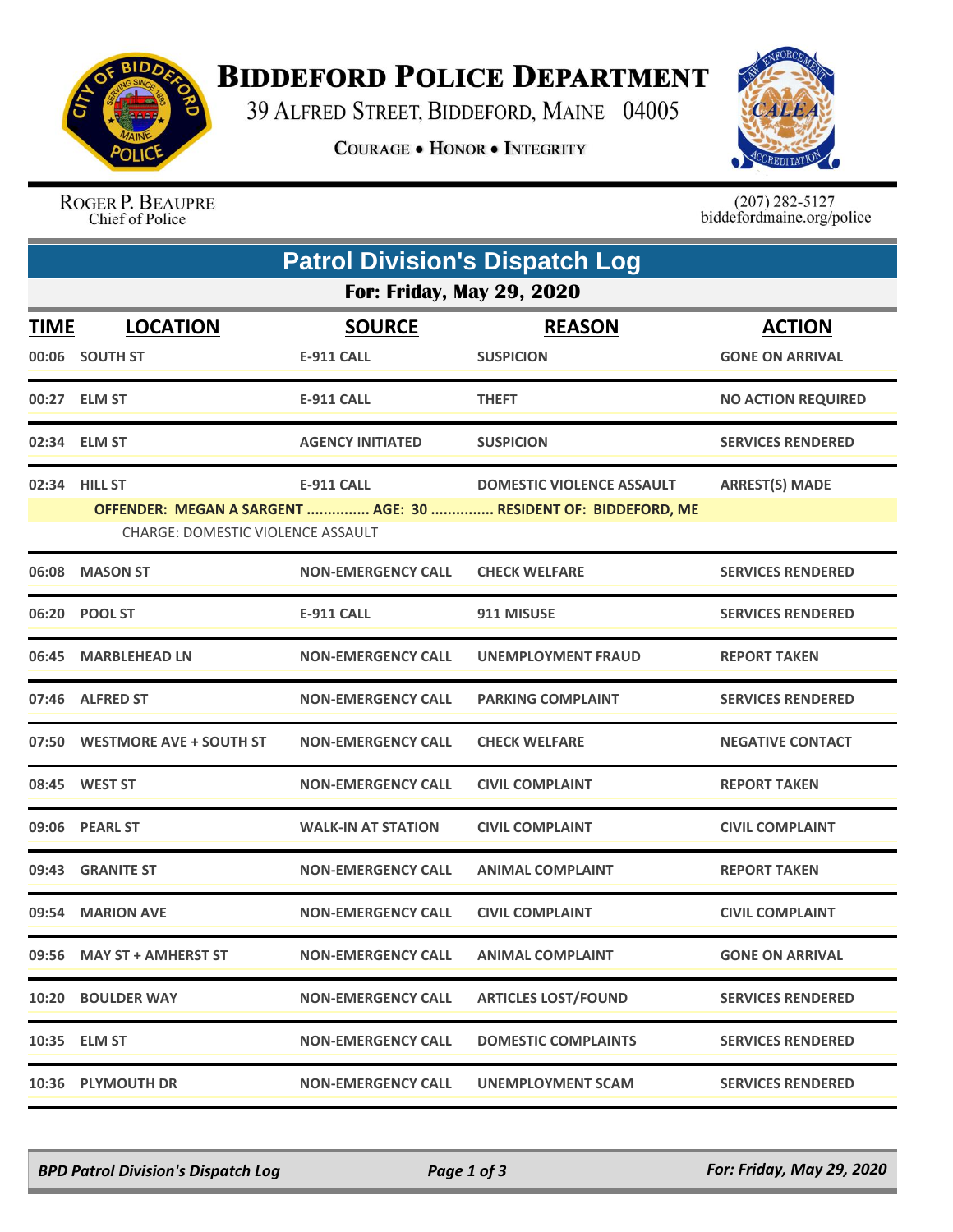# BIDDEFORD POLICE DEPARTMENT

39 ALFRED STREET, BIDDEFORD, MAINE 04005

COURAGE • HONOR • INTEGRITY

ROGER P. BEAUPRE
Chief of Police

(207) 282-5127
biddefordmaine.org/police

## Patrol Division's Dispatch Log

### For: Friday, May 29, 2020

| TIME | LOCATION | SOURCE | REASON | ACTION |
|---|---|---|---|---|
| 00:06 | SOUTH ST | E-911 CALL | SUSPICION | GONE ON ARRIVAL |
| 00:27 | ELM ST | E-911 CALL | THEFT | NO ACTION REQUIRED |
| 02:34 | ELM ST | AGENCY INITIATED | SUSPICION | SERVICES RENDERED |
| 02:34 | HILL ST | E-911 CALL | DOMESTIC VIOLENCE ASSAULT | ARREST(S) MADE |
| | OFFENDER: MEGAN A SARGENT ............... AGE: 30 ............... RESIDENT OF: BIDDEFORD, ME | | | |
| | CHARGE: DOMESTIC VIOLENCE ASSAULT | | | |
| 06:08 | MASON ST | NON-EMERGENCY CALL | CHECK WELFARE | SERVICES RENDERED |
| 06:20 | POOL ST | E-911 CALL | 911 MISUSE | SERVICES RENDERED |
| 06:45 | MARBLEHEAD LN | NON-EMERGENCY CALL | UNEMPLOYMENT FRAUD | REPORT TAKEN |
| 07:46 | ALFRED ST | NON-EMERGENCY CALL | PARKING COMPLAINT | SERVICES RENDERED |
| 07:50 | WESTMORE AVE + SOUTH ST | NON-EMERGENCY CALL | CHECK WELFARE | NEGATIVE CONTACT |
| 08:45 | WEST ST | NON-EMERGENCY CALL | CIVIL COMPLAINT | REPORT TAKEN |
| 09:06 | PEARL ST | WALK-IN AT STATION | CIVIL COMPLAINT | CIVIL COMPLAINT |
| 09:43 | GRANITE ST | NON-EMERGENCY CALL | ANIMAL COMPLAINT | REPORT TAKEN |
| 09:54 | MARION AVE | NON-EMERGENCY CALL | CIVIL COMPLAINT | CIVIL COMPLAINT |
| 09:56 | MAY ST + AMHERST ST | NON-EMERGENCY CALL | ANIMAL COMPLAINT | GONE ON ARRIVAL |
| 10:20 | BOULDER WAY | NON-EMERGENCY CALL | ARTICLES LOST/FOUND | SERVICES RENDERED |
| 10:35 | ELM ST | NON-EMERGENCY CALL | DOMESTIC COMPLAINTS | SERVICES RENDERED |
| 10:36 | PLYMOUTH DR | NON-EMERGENCY CALL | UNEMPLOYMENT SCAM | SERVICES RENDERED |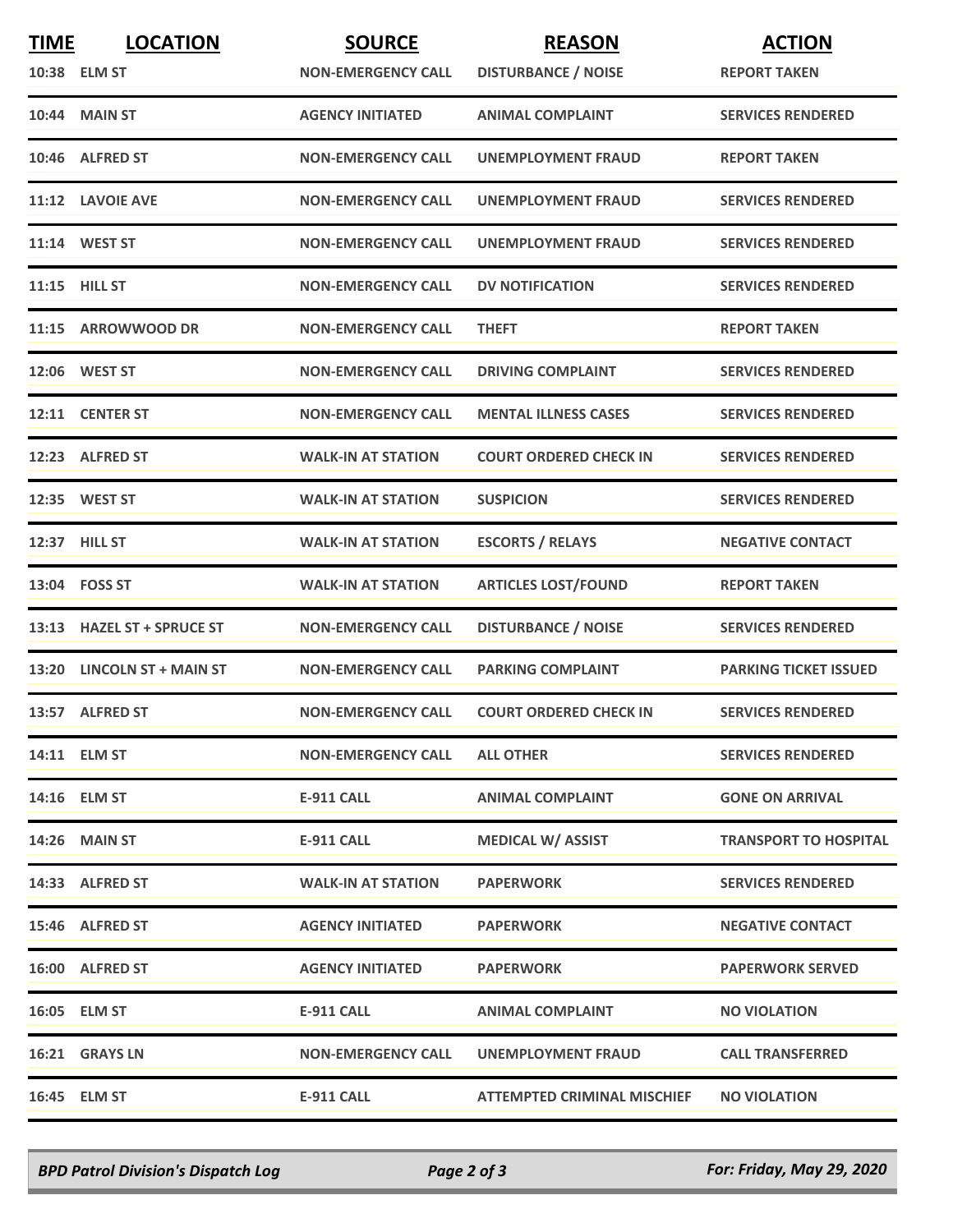| TIME | LOCATION | SOURCE | REASON | ACTION |
|---|---|---|---|---|
| 10:38 | ELM ST | NON-EMERGENCY CALL | DISTURBANCE / NOISE | REPORT TAKEN |
| 10:44 | MAIN ST | AGENCY INITIATED | ANIMAL COMPLAINT | SERVICES RENDERED |
| 10:46 | ALFRED ST | NON-EMERGENCY CALL | UNEMPLOYMENT FRAUD | REPORT TAKEN |
| 11:12 | LAVOIE AVE | NON-EMERGENCY CALL | UNEMPLOYMENT FRAUD | SERVICES RENDERED |
| 11:14 | WEST ST | NON-EMERGENCY CALL | UNEMPLOYMENT FRAUD | SERVICES RENDERED |
| 11:15 | HILL ST | NON-EMERGENCY CALL | DV NOTIFICATION | SERVICES RENDERED |
| 11:15 | ARROWWOOD DR | NON-EMERGENCY CALL | THEFT | REPORT TAKEN |
| 12:06 | WEST ST | NON-EMERGENCY CALL | DRIVING COMPLAINT | SERVICES RENDERED |
| 12:11 | CENTER ST | NON-EMERGENCY CALL | MENTAL ILLNESS CASES | SERVICES RENDERED |
| 12:23 | ALFRED ST | WALK-IN AT STATION | COURT ORDERED CHECK IN | SERVICES RENDERED |
| 12:35 | WEST ST | WALK-IN AT STATION | SUSPICION | SERVICES RENDERED |
| 12:37 | HILL ST | WALK-IN AT STATION | ESCORTS / RELAYS | NEGATIVE CONTACT |
| 13:04 | FOSS ST | WALK-IN AT STATION | ARTICLES LOST/FOUND | REPORT TAKEN |
| 13:13 | HAZEL ST + SPRUCE ST | NON-EMERGENCY CALL | DISTURBANCE / NOISE | SERVICES RENDERED |
| 13:20 | LINCOLN ST + MAIN ST | NON-EMERGENCY CALL | PARKING COMPLAINT | PARKING TICKET ISSUED |
| 13:57 | ALFRED ST | NON-EMERGENCY CALL | COURT ORDERED CHECK IN | SERVICES RENDERED |
| 14:11 | ELM ST | NON-EMERGENCY CALL | ALL OTHER | SERVICES RENDERED |
| 14:16 | ELM ST | E-911 CALL | ANIMAL COMPLAINT | GONE ON ARRIVAL |
| 14:26 | MAIN ST | E-911 CALL | MEDICAL W/ ASSIST | TRANSPORT TO HOSPITAL |
| 14:33 | ALFRED ST | WALK-IN AT STATION | PAPERWORK | SERVICES RENDERED |
| 15:46 | ALFRED ST | AGENCY INITIATED | PAPERWORK | NEGATIVE CONTACT |
| 16:00 | ALFRED ST | AGENCY INITIATED | PAPERWORK | PAPERWORK SERVED |
| 16:05 | ELM ST | E-911 CALL | ANIMAL COMPLAINT | NO VIOLATION |
| 16:21 | GRAYS LN | NON-EMERGENCY CALL | UNEMPLOYMENT FRAUD | CALL TRANSFERRED |
| 16:45 | ELM ST | E-911 CALL | ATTEMPTED CRIMINAL MISCHIEF | NO VIOLATION |

*BPD Patrol Division's Dispatch Log* — *For: Friday, May 29, 2020*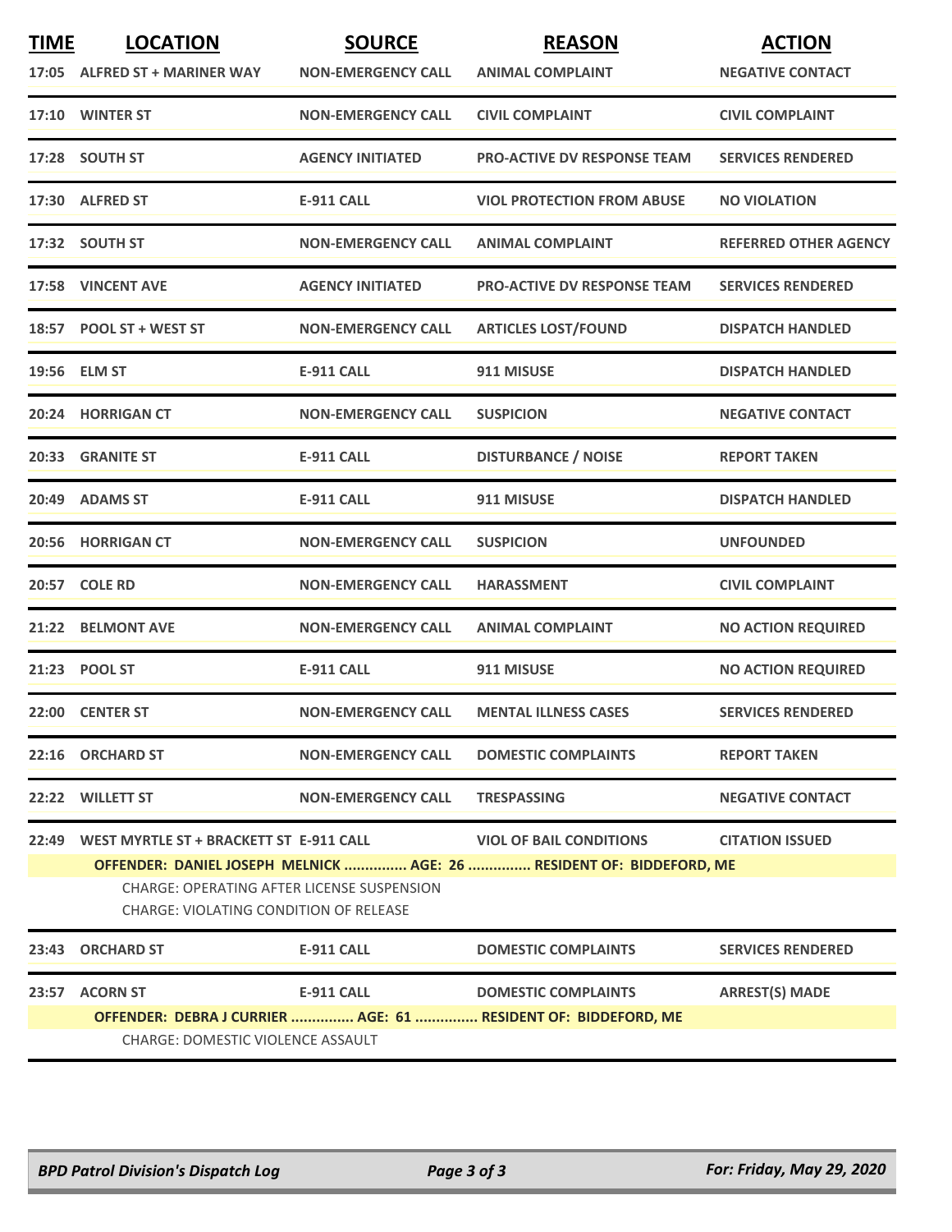| TIME | LOCATION | SOURCE | REASON | ACTION |
|---|---|---|---|---|
| 17:05 | ALFRED ST + MARINER WAY | NON-EMERGENCY CALL | ANIMAL COMPLAINT | NEGATIVE CONTACT |
| 17:10 | WINTER ST | NON-EMERGENCY CALL | CIVIL COMPLAINT | CIVIL COMPLAINT |
| 17:28 | SOUTH ST | AGENCY INITIATED | PRO-ACTIVE DV RESPONSE TEAM | SERVICES RENDERED |
| 17:30 | ALFRED ST | E-911 CALL | VIOL PROTECTION FROM ABUSE | NO VIOLATION |
| 17:32 | SOUTH ST | NON-EMERGENCY CALL | ANIMAL COMPLAINT | REFERRED OTHER AGENCY |
| 17:58 | VINCENT AVE | AGENCY INITIATED | PRO-ACTIVE DV RESPONSE TEAM | SERVICES RENDERED |
| 18:57 | POOL ST + WEST ST | NON-EMERGENCY CALL | ARTICLES LOST/FOUND | DISPATCH HANDLED |
| 19:56 | ELM ST | E-911 CALL | 911 MISUSE | DISPATCH HANDLED |
| 20:24 | HORRIGAN CT | NON-EMERGENCY CALL | SUSPICION | NEGATIVE CONTACT |
| 20:33 | GRANITE ST | E-911 CALL | DISTURBANCE / NOISE | REPORT TAKEN |
| 20:49 | ADAMS ST | E-911 CALL | 911 MISUSE | DISPATCH HANDLED |
| 20:56 | HORRIGAN CT | NON-EMERGENCY CALL | SUSPICION | UNFOUNDED |
| 20:57 | COLE RD | NON-EMERGENCY CALL | HARASSMENT | CIVIL COMPLAINT |
| 21:22 | BELMONT AVE | NON-EMERGENCY CALL | ANIMAL COMPLAINT | NO ACTION REQUIRED |
| 21:23 | POOL ST | E-911 CALL | 911 MISUSE | NO ACTION REQUIRED |
| 22:00 | CENTER ST | NON-EMERGENCY CALL | MENTAL ILLNESS CASES | SERVICES RENDERED |
| 22:16 | ORCHARD ST | NON-EMERGENCY CALL | DOMESTIC COMPLAINTS | REPORT TAKEN |
| 22:22 | WILLETT ST | NON-EMERGENCY CALL | TRESPASSING | NEGATIVE CONTACT |
| 22:49 | WEST MYRTLE ST + BRACKETT ST | E-911 CALL | VIOL OF BAIL CONDITIONS | CITATION ISSUED |
| | **OFFENDER: DANIEL JOSEPH MELNICK ............... AGE: 26 ............... RESIDENT OF: BIDDEFORD, ME** | | | |
| | CHARGE: OPERATING AFTER LICENSE SUSPENSION | | | |
| | CHARGE: VIOLATING CONDITION OF RELEASE | | | |
| 23:43 | ORCHARD ST | E-911 CALL | DOMESTIC COMPLAINTS | SERVICES RENDERED |
| 23:57 | ACORN ST | E-911 CALL | DOMESTIC COMPLAINTS | ARREST(S) MADE |
| | **OFFENDER: DEBRA J CURRIER ............... AGE: 61 ............... RESIDENT OF: BIDDEFORD, ME** | | | |
| | CHARGE: DOMESTIC VIOLENCE ASSAULT | | | |

*BPD Patrol Division's Dispatch Log* — *For: Friday, May 29, 2020*